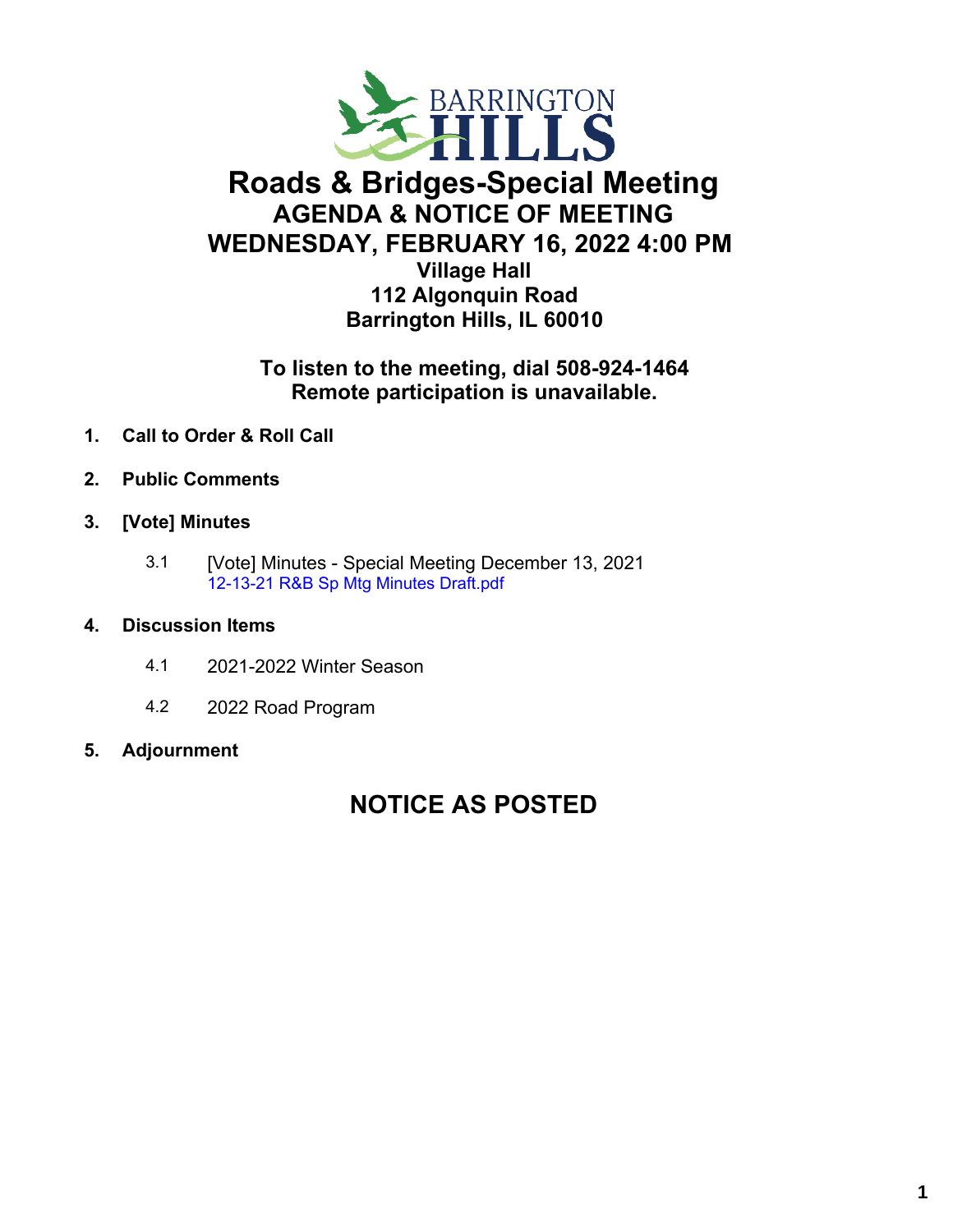# Roads & Bridges-Special Meeting

## AGENDA & NOTICE OF MEETING

## WEDNESDAY, FEBRUARY 16, 2022 4:00 PM

**Village Hall**
**112 Algonquin Road**
**Barrington Hills, IL 60010**

**To listen to the meeting, dial 508-924-1464**
**Remote participation is unavailable.**

1. **Call to Order & Roll Call**

2. **Public Comments**

3. **[Vote] Minutes**

   3.1 [Vote] Minutes - Special Meeting December 13, 2021
   12-13-21 R&B Sp Mtg Minutes Draft.pdf

4. **Discussion Items**

   4.1 2021-2022 Winter Season

   4.2 2022 Road Program

5. **Adjournment**

## NOTICE AS POSTED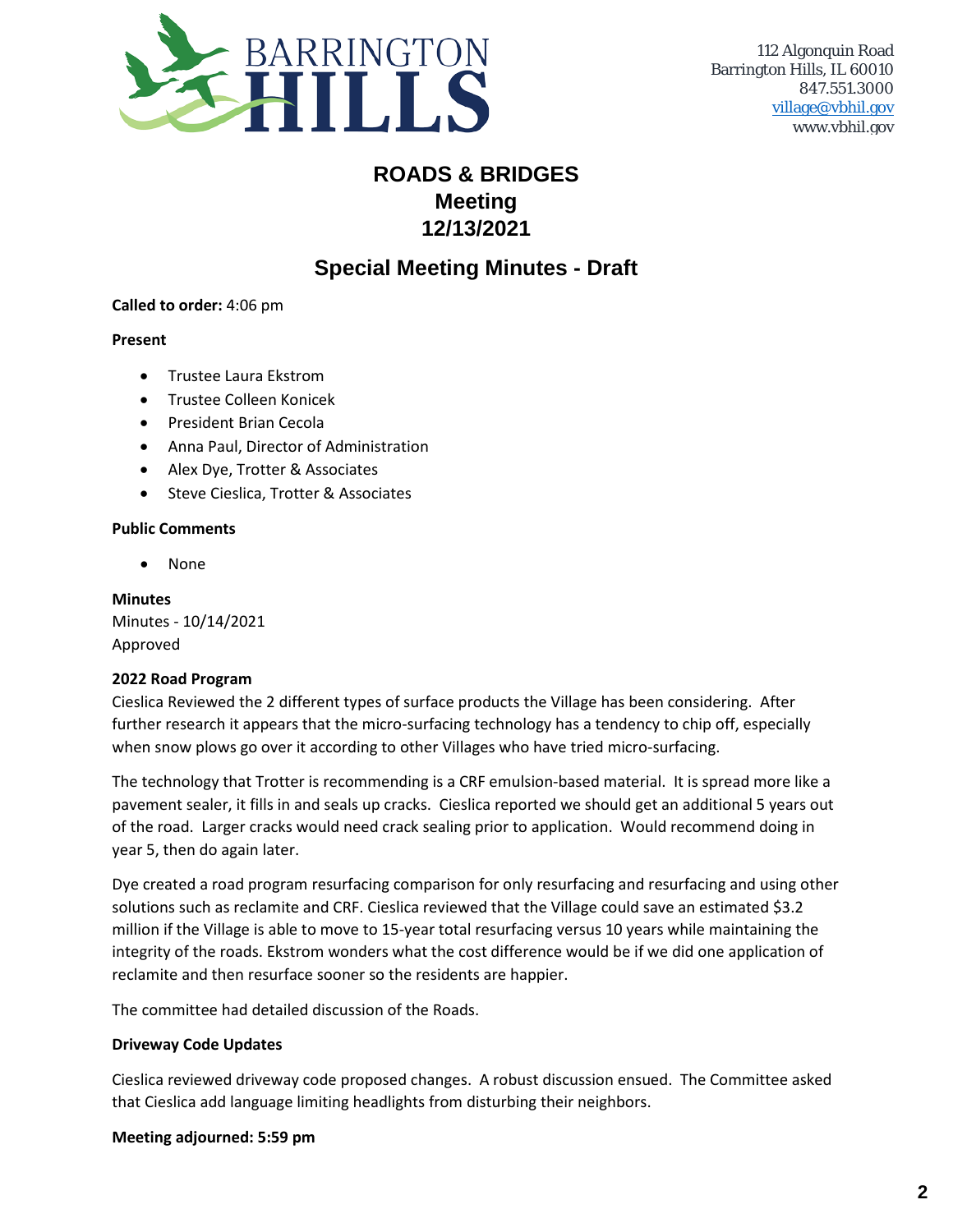BARRINGTON HILLS

112 Algonquin Road
Barrington Hills, IL 60010
847.551.3000
village@vbhil.gov
www.vbhil.gov

# ROADS & BRIDGES Meeting 12/13/2021

## Special Meeting Minutes - Draft

**Called to order:** 4:06 pm

**Present**

- Trustee Laura Ekstrom
- Trustee Colleen Konicek
- President Brian Cecola
- Anna Paul, Director of Administration
- Alex Dye, Trotter & Associates
- Steve Cieslica, Trotter & Associates

**Public Comments**

- None

**Minutes**
Minutes - 10/14/2021
Approved

**2022 Road Program**
Cieslica Reviewed the 2 different types of surface products the Village has been considering. After further research it appears that the micro-surfacing technology has a tendency to chip off, especially when snow plows go over it according to other Villages who have tried micro-surfacing.

The technology that Trotter is recommending is a CRF emulsion-based material. It is spread more like a pavement sealer, it fills in and seals up cracks. Cieslica reported we should get an additional 5 years out of the road. Larger cracks would need crack sealing prior to application. Would recommend doing in year 5, then do again later.

Dye created a road program resurfacing comparison for only resurfacing and resurfacing and using other solutions such as reclamite and CRF. Cieslica reviewed that the Village could save an estimated $3.2 million if the Village is able to move to 15-year total resurfacing versus 10 years while maintaining the integrity of the roads. Ekstrom wonders what the cost difference would be if we did one application of reclamite and then resurface sooner so the residents are happier.

The committee had detailed discussion of the Roads.

**Driveway Code Updates**

Cieslica reviewed driveway code proposed changes. A robust discussion ensued. The Committee asked that Cieslica add language limiting headlights from disturbing their neighbors.

**Meeting adjourned: 5:59 pm**